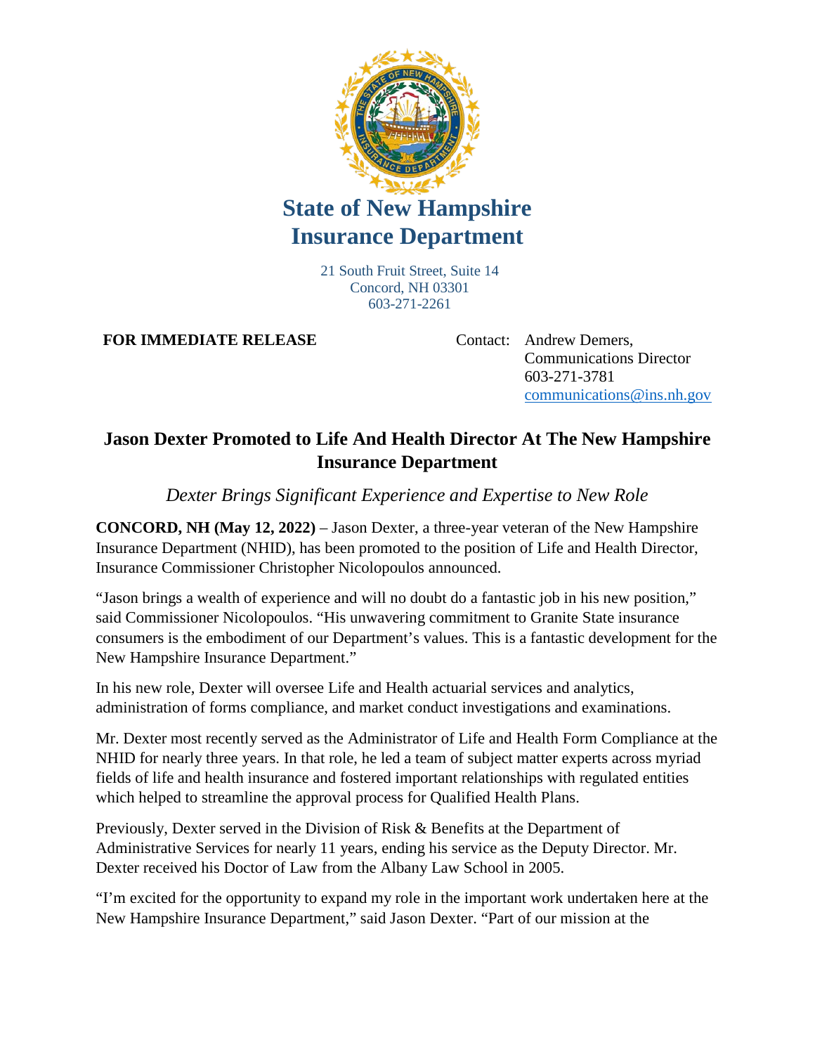# State of New Hampshire Insurance Department

21 South Fruit Street, Suite 14
Concord, NH 03301
603-271-2261

**FOR IMMEDIATE RELEASE**

Contact: Andrew Demers,
Communications Director
603-271-3781
communications@ins.nh.gov

## Jason Dexter Promoted to Life And Health Director At The New Hampshire Insurance Department

*Dexter Brings Significant Experience and Expertise to New Role*

**CONCORD, NH (May 12, 2022)** – Jason Dexter, a three-year veteran of the New Hampshire Insurance Department (NHID), has been promoted to the position of Life and Health Director, Insurance Commissioner Christopher Nicolopoulos announced.

"Jason brings a wealth of experience and will no doubt do a fantastic job in his new position," said Commissioner Nicolopoulos. "His unwavering commitment to Granite State insurance consumers is the embodiment of our Department's values. This is a fantastic development for the New Hampshire Insurance Department."

In his new role, Dexter will oversee Life and Health actuarial services and analytics, administration of forms compliance, and market conduct investigations and examinations.

Mr. Dexter most recently served as the Administrator of Life and Health Form Compliance at the NHID for nearly three years. In that role, he led a team of subject matter experts across myriad fields of life and health insurance and fostered important relationships with regulated entities which helped to streamline the approval process for Qualified Health Plans.

Previously, Dexter served in the Division of Risk & Benefits at the Department of Administrative Services for nearly 11 years, ending his service as the Deputy Director. Mr. Dexter received his Doctor of Law from the Albany Law School in 2005.

"I'm excited for the opportunity to expand my role in the important work undertaken here at the New Hampshire Insurance Department," said Jason Dexter. "Part of our mission at the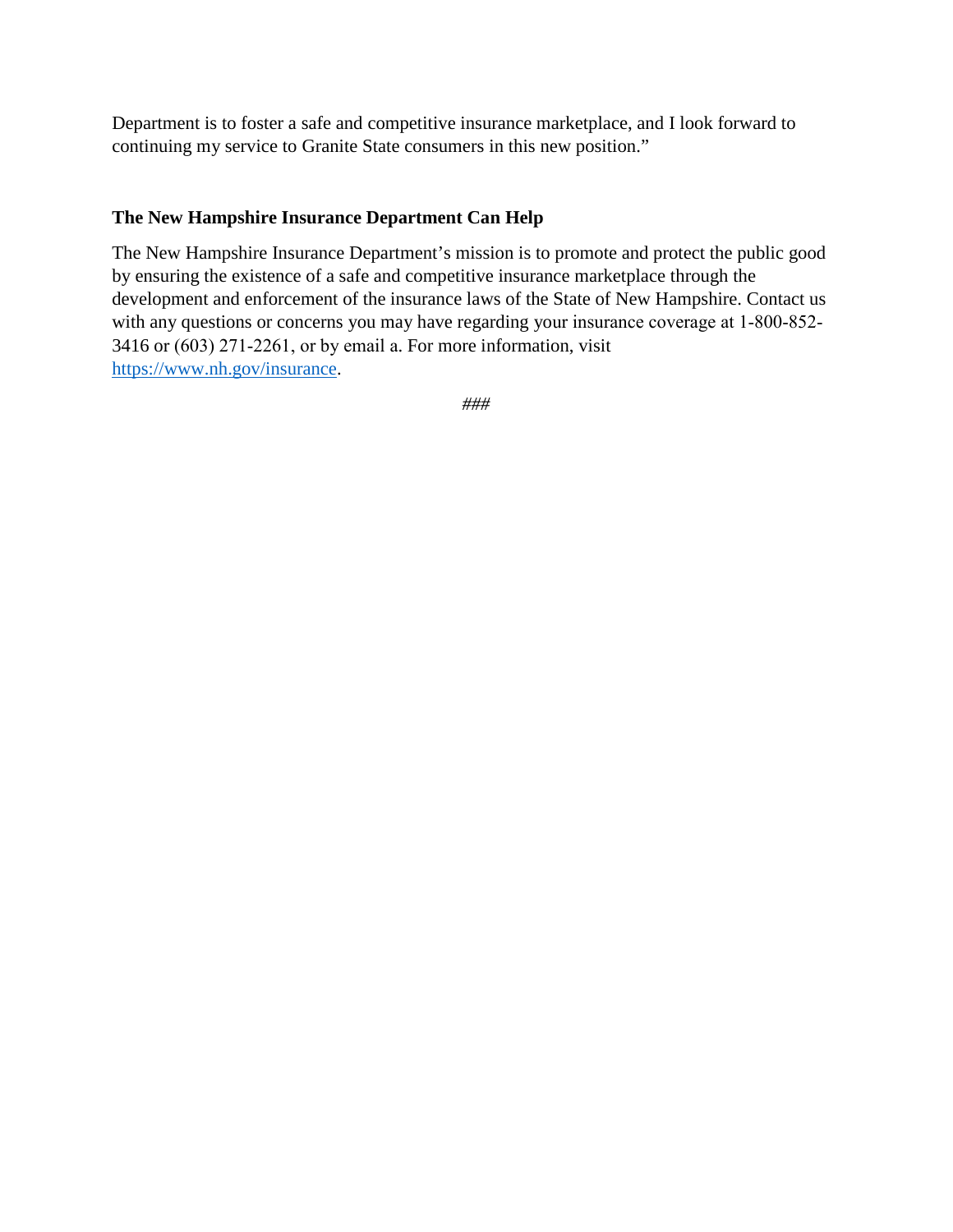Department is to foster a safe and competitive insurance marketplace, and I look forward to continuing my service to Granite State consumers in this new position."

**The New Hampshire Insurance Department Can Help**

The New Hampshire Insurance Department's mission is to promote and protect the public good by ensuring the existence of a safe and competitive insurance marketplace through the development and enforcement of the insurance laws of the State of New Hampshire. Contact us with any questions or concerns you may have regarding your insurance coverage at 1-800-852-3416 or (603) 271-2261, or by email a. For more information, visit [https://www.nh.gov/insurance](https://www.nh.gov/insurance).

###